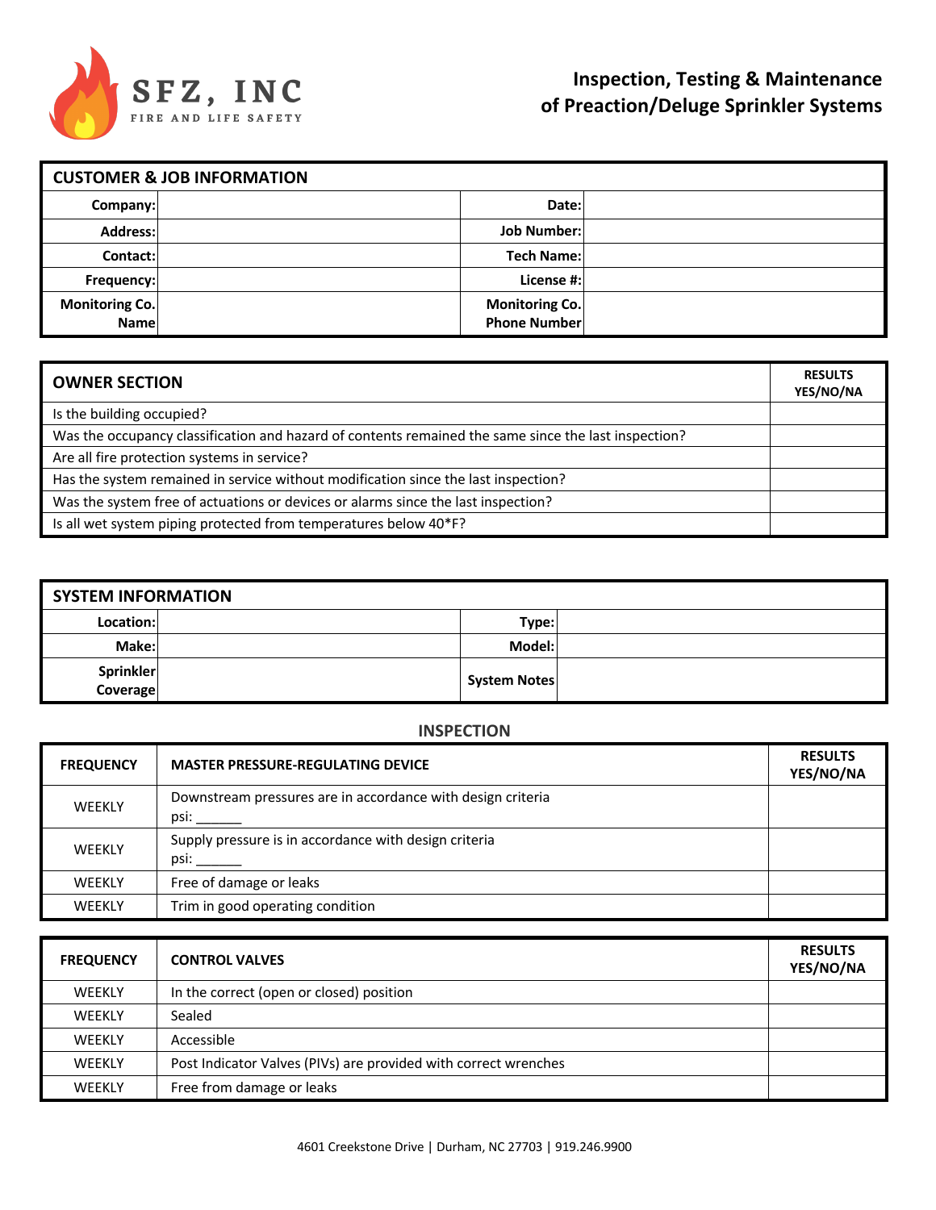**SFZ, INC**
FIRE AND LIFE SAFETY

# Inspection, Testing & Maintenance of Preaction/Deluge Sprinkler Systems

| CUSTOMER & JOB INFORMATION | | | |
|---|---|---|---|
| **Company:** | | **Date:** | |
| **Address:** | | **Job Number:** | |
| **Contact:** | | **Tech Name:** | |
| **Frequency:** | | **License #:** | |
| **Monitoring Co. Name** | | **Monitoring Co. Phone Number** | |

| OWNER SECTION | RESULTS YES/NO/NA |
|---|---|
| Is the building occupied? | |
| Was the occupancy classification and hazard of contents remained the same since the last inspection? | |
| Are all fire protection systems in service? | |
| Has the system remained in service without modification since the last inspection? | |
| Was the system free of actuations or devices or alarms since the last inspection? | |
| Is all wet system piping protected from temperatures below 40*F? | |

| SYSTEM INFORMATION | | | |
|---|---|---|---|
| **Location:** | | **Type:** | |
| **Make:** | | **Model:** | |
| **Sprinkler Coverage** | | **System Notes** | |

## INSPECTION

| FREQUENCY | MASTER PRESSURE-REGULATING DEVICE | RESULTS YES/NO/NA |
|---|---|---|
| WEEKLY | Downstream pressures are in accordance with design criteria psi: ______ | |
| WEEKLY | Supply pressure is in accordance with design criteria psi: ______ | |
| WEEKLY | Free of damage or leaks | |
| WEEKLY | Trim in good operating condition | |

| FREQUENCY | CONTROL VALVES | RESULTS YES/NO/NA |
|---|---|---|
| WEEKLY | In the correct (open or closed) position | |
| WEEKLY | Sealed | |
| WEEKLY | Accessible | |
| WEEKLY | Post Indicator Valves (PIVs) are provided with correct wrenches | |
| WEEKLY | Free from damage or leaks | |

4601 Creekstone Drive | Durham, NC 27703 | 919.246.9900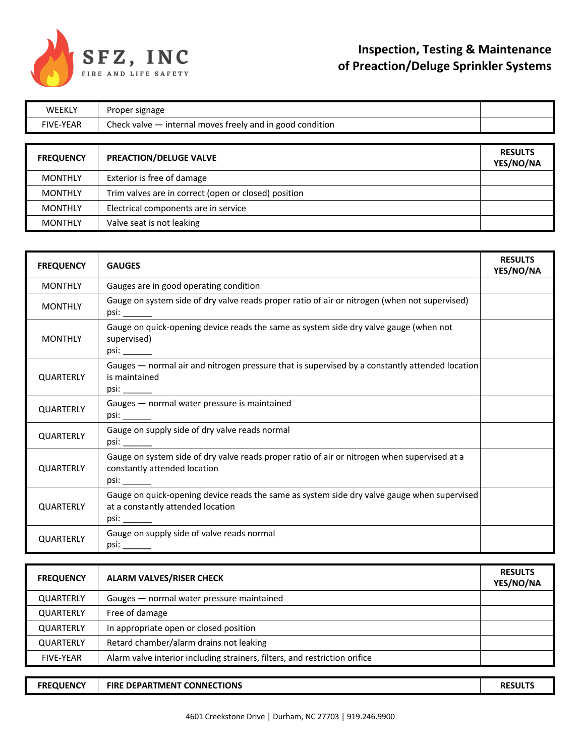| | | |
|---|---|---|
| WEEKLY | Proper signage | |
| FIVE-YEAR | Check valve — internal moves freely and in good condition | |

| FREQUENCY | PREACTION/DELUGE VALVE | RESULTS YES/NO/NA |
|---|---|---|
| MONTHLY | Exterior is free of damage | |
| MONTHLY | Trim valves are in correct (open or closed) position | |
| MONTHLY | Electrical components are in service | |
| MONTHLY | Valve seat is not leaking | |

| FREQUENCY | GAUGES | RESULTS YES/NO/NA |
|---|---|---|
| MONTHLY | Gauges are in good operating condition | |
| MONTHLY | Gauge on system side of dry valve reads proper ratio of air or nitrogen (when not supervised) psi: ______ | |
| MONTHLY | Gauge on quick-opening device reads the same as system side dry valve gauge (when not supervised) psi: ______ | |
| QUARTERLY | Gauges — normal air and nitrogen pressure that is supervised by a constantly attended location is maintained psi: ______ | |
| QUARTERLY | Gauges — normal water pressure is maintained psi: ______ | |
| QUARTERLY | Gauge on supply side of dry valve reads normal psi: ______ | |
| QUARTERLY | Gauge on system side of dry valve reads proper ratio of air or nitrogen when supervised at a constantly attended location psi: ______ | |
| QUARTERLY | Gauge on quick-opening device reads the same as system side dry valve gauge when supervised at a constantly attended location psi: ______ | |
| QUARTERLY | Gauge on supply side of valve reads normal psi: ______ | |

| FREQUENCY | ALARM VALVES/RISER CHECK | RESULTS YES/NO/NA |
|---|---|---|
| QUARTERLY | Gauges — normal water pressure maintained | |
| QUARTERLY | Free of damage | |
| QUARTERLY | In appropriate open or closed position | |
| QUARTERLY | Retard chamber/alarm drains not leaking | |
| FIVE-YEAR | Alarm valve interior including strainers, filters, and restriction orifice | |

| FREQUENCY | FIRE DEPARTMENT CONNECTIONS | RESULTS |
|---|---|---|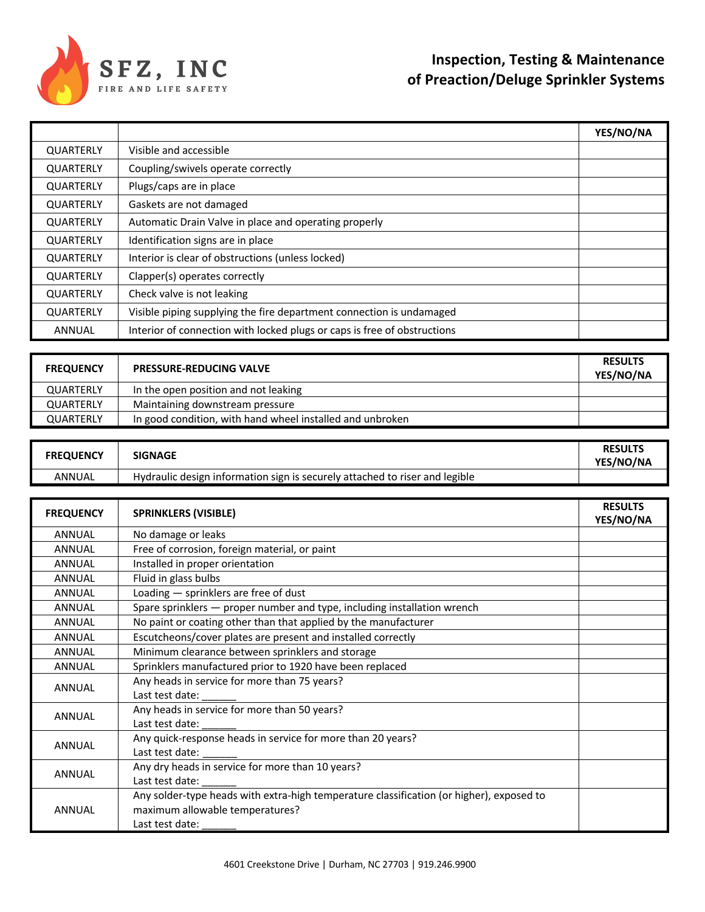# Inspection, Testing & Maintenance of Preaction/Deluge Sprinkler Systems

| | | YES/NO/NA |
|---|---|---|
| QUARTERLY | Visible and accessible | |
| QUARTERLY | Coupling/swivels operate correctly | |
| QUARTERLY | Plugs/caps are in place | |
| QUARTERLY | Gaskets are not damaged | |
| QUARTERLY | Automatic Drain Valve in place and operating properly | |
| QUARTERLY | Identification signs are in place | |
| QUARTERLY | Interior is clear of obstructions (unless locked) | |
| QUARTERLY | Clapper(s) operates correctly | |
| QUARTERLY | Check valve is not leaking | |
| QUARTERLY | Visible piping supplying the fire department connection is undamaged | |
| ANNUAL | Interior of connection with locked plugs or caps is free of obstructions | |

| FREQUENCY | PRESSURE-REDUCING VALVE | RESULTS YES/NO/NA |
|---|---|---|
| QUARTERLY | In the open position and not leaking | |
| QUARTERLY | Maintaining downstream pressure | |
| QUARTERLY | In good condition, with hand wheel installed and unbroken | |

| FREQUENCY | SIGNAGE | RESULTS YES/NO/NA |
|---|---|---|
| ANNUAL | Hydraulic design information sign is securely attached to riser and legible | |

| FREQUENCY | SPRINKLERS (VISIBLE) | RESULTS YES/NO/NA |
|---|---|---|
| ANNUAL | No damage or leaks | |
| ANNUAL | Free of corrosion, foreign material, or paint | |
| ANNUAL | Installed in proper orientation | |
| ANNUAL | Fluid in glass bulbs | |
| ANNUAL | Loading — sprinklers are free of dust | |
| ANNUAL | Spare sprinklers — proper number and type, including installation wrench | |
| ANNUAL | No paint or coating other than that applied by the manufacturer | |
| ANNUAL | Escutcheons/cover plates are present and installed correctly | |
| ANNUAL | Minimum clearance between sprinklers and storage | |
| ANNUAL | Sprinklers manufactured prior to 1920 have been replaced | |
| ANNUAL | Any heads in service for more than 75 years? Last test date: ______ | |
| ANNUAL | Any heads in service for more than 50 years? Last test date: ______ | |
| ANNUAL | Any quick-response heads in service for more than 20 years? Last test date: ______ | |
| ANNUAL | Any dry heads in service for more than 10 years? Last test date: ______ | |
| ANNUAL | Any solder-type heads with extra-high temperature classification (or higher), exposed to maximum allowable temperatures? Last test date: ______ | |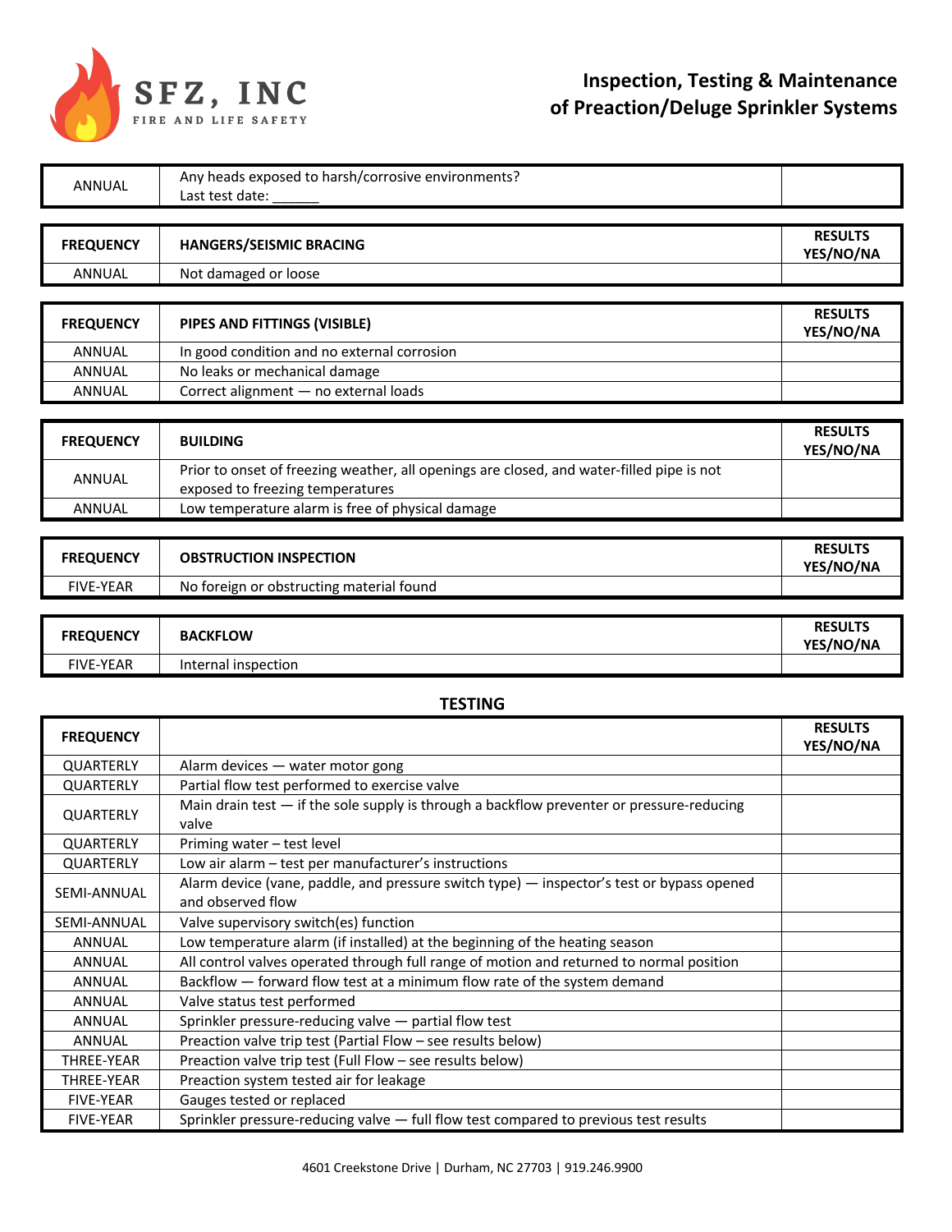**SFZ, INC**
FIRE AND LIFE SAFETY

## Inspection, Testing & Maintenance of Preaction/Deluge Sprinkler Systems

| | | |
|---|---|---|
| ANNUAL | Any heads exposed to harsh/corrosive environments?<br>Last test date: ______ | |

| FREQUENCY | HANGERS/SEISMIC BRACING | RESULTS YES/NO/NA |
|---|---|---|
| ANNUAL | Not damaged or loose | |

| FREQUENCY | PIPES AND FITTINGS (VISIBLE) | RESULTS YES/NO/NA |
|---|---|---|
| ANNUAL | In good condition and no external corrosion | |
| ANNUAL | No leaks or mechanical damage | |
| ANNUAL | Correct alignment — no external loads | |

| FREQUENCY | BUILDING | RESULTS YES/NO/NA |
|---|---|---|
| ANNUAL | Prior to onset of freezing weather, all openings are closed, and water-filled pipe is not exposed to freezing temperatures | |
| ANNUAL | Low temperature alarm is free of physical damage | |

| FREQUENCY | OBSTRUCTION INSPECTION | RESULTS YES/NO/NA |
|---|---|---|
| FIVE-YEAR | No foreign or obstructing material found | |

| FREQUENCY | BACKFLOW | RESULTS YES/NO/NA |
|---|---|---|
| FIVE-YEAR | Internal inspection | |

### TESTING

| FREQUENCY | | RESULTS YES/NO/NA |
|---|---|---|
| QUARTERLY | Alarm devices — water motor gong | |
| QUARTERLY | Partial flow test performed to exercise valve | |
| QUARTERLY | Main drain test — if the sole supply is through a backflow preventer or pressure-reducing valve | |
| QUARTERLY | Priming water – test level | |
| QUARTERLY | Low air alarm – test per manufacturer's instructions | |
| SEMI-ANNUAL | Alarm device (vane, paddle, and pressure switch type) — inspector's test or bypass opened and observed flow | |
| SEMI-ANNUAL | Valve supervisory switch(es) function | |
| ANNUAL | Low temperature alarm (if installed) at the beginning of the heating season | |
| ANNUAL | All control valves operated through full range of motion and returned to normal position | |
| ANNUAL | Backflow — forward flow test at a minimum flow rate of the system demand | |
| ANNUAL | Valve status test performed | |
| ANNUAL | Sprinkler pressure-reducing valve — partial flow test | |
| ANNUAL | Preaction valve trip test (Partial Flow – see results below) | |
| THREE-YEAR | Preaction valve trip test (Full Flow – see results below) | |
| THREE-YEAR | Preaction system tested air for leakage | |
| FIVE-YEAR | Gauges tested or replaced | |
| FIVE-YEAR | Sprinkler pressure-reducing valve — full flow test compared to previous test results | |

4601 Creekstone Drive | Durham, NC 27703 | 919.246.9900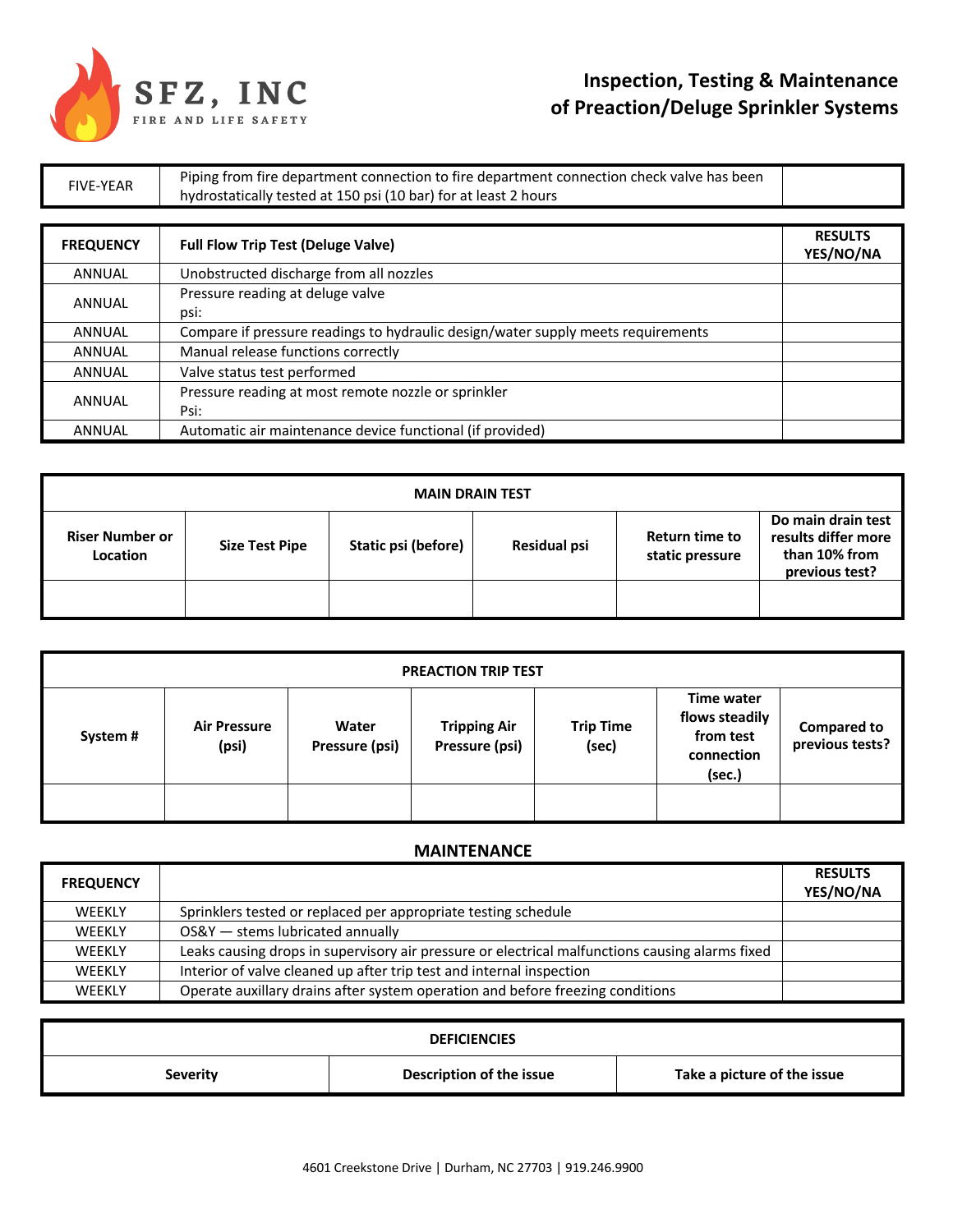SFZ, INC
FIRE AND LIFE SAFETY

# Inspection, Testing & Maintenance of Preaction/Deluge Sprinkler Systems

| | | |
|---|---|---|
| FIVE-YEAR | Piping from fire department connection to fire department connection check valve has been hydrostatically tested at 150 psi (10 bar) for at least 2 hours | |

| FREQUENCY | Full Flow Trip Test (Deluge Valve) | RESULTS YES/NO/NA |
|---|---|---|
| ANNUAL | Unobstructed discharge from all nozzles | |
| ANNUAL | Pressure reading at deluge valve<br>psi: | |
| ANNUAL | Compare if pressure readings to hydraulic design/water supply meets requirements | |
| ANNUAL | Manual release functions correctly | |
| ANNUAL | Valve status test performed | |
| ANNUAL | Pressure reading at most remote nozzle or sprinkler<br>Psi: | |
| ANNUAL | Automatic air maintenance device functional (if provided) | |

| MAIN DRAIN TEST | | | | | |
|---|---|---|---|---|---|
| Riser Number or Location | Size Test Pipe | Static psi (before) | Residual psi | Return time to static pressure | Do main drain test results differ more than 10% from previous test? |
| | | | | | |

| PREACTION TRIP TEST | | | | | | |
|---|---|---|---|---|---|---|
| System # | Air Pressure (psi) | Water Pressure (psi) | Tripping Air Pressure (psi) | Trip Time (sec) | Time water flows steadily from test connection (sec.) | Compared to previous tests? |
| | | | | | | |

## MAINTENANCE

| FREQUENCY | | RESULTS YES/NO/NA |
|---|---|---|
| WEEKLY | Sprinklers tested or replaced per appropriate testing schedule | |
| WEEKLY | OS&Y — stems lubricated annually | |
| WEEKLY | Leaks causing drops in supervisory air pressure or electrical malfunctions causing alarms fixed | |
| WEEKLY | Interior of valve cleaned up after trip test and internal inspection | |
| WEEKLY | Operate auxillary drains after system operation and before freezing conditions | |

| DEFICIENCIES | | |
|---|---|---|
| Severity | Description of the issue | Take a picture of the issue |

4601 Creekstone Drive | Durham, NC 27703 | 919.246.9900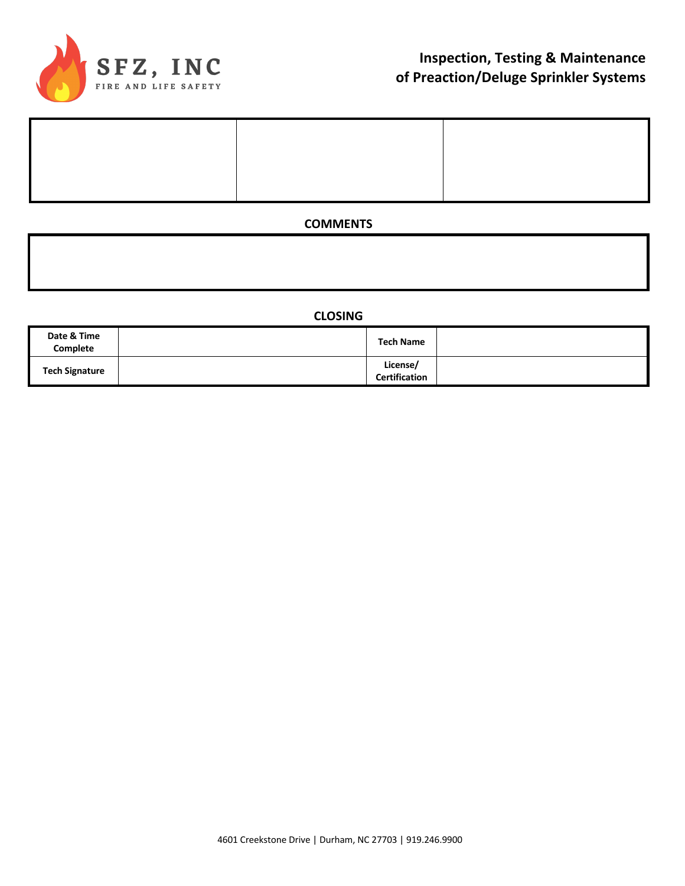SFZ, INC
FIRE AND LIFE SAFETY

**Inspection, Testing & Maintenance of Preaction/Deluge Sprinkler Systems**

| | | |
|---|---|---|
| | | |

## COMMENTS

| |
|---|
| |

## CLOSING

| | | | |
|---|---|---|---|
| **Date & Time Complete** | | **Tech Name** | |
| **Tech Signature** | | **License/ Certification** | |

4601 Creekstone Drive | Durham, NC 27703 | 919.246.9900